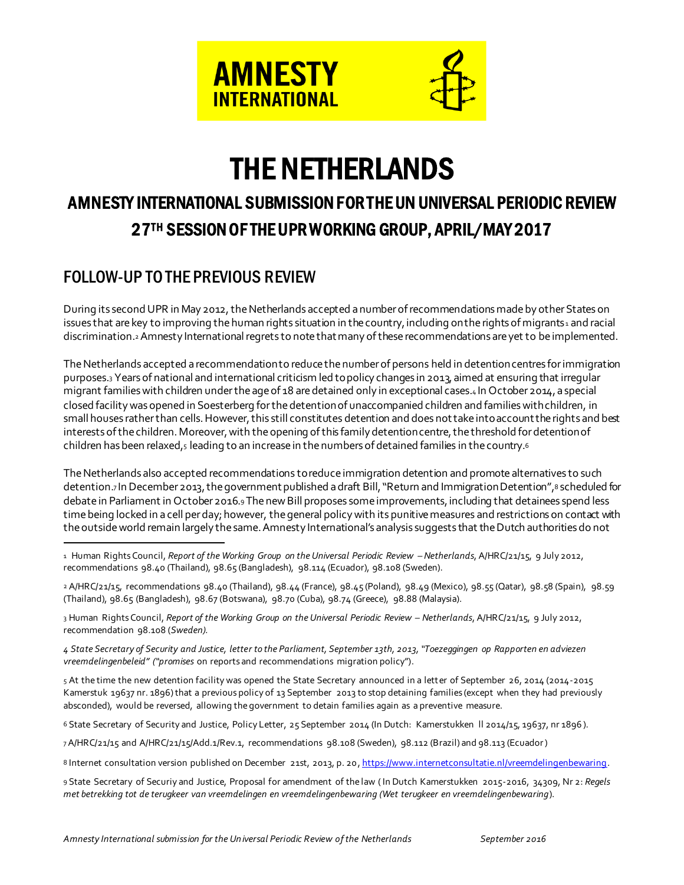AMNESTY INTERNATIONAL

# THE NETHERLANDS

## AMNESTY INTERNATIONAL SUBMISSION FOR THE UN UNIVERSAL PERIODIC REVIEW 27TH SESSION OF THE UPR WORKING GROUP, APRIL/MAY 2017

## FOLLOW-UP TO THE PREVIOUS REVIEW

During its second UPR in May 2012, the Netherlands accepted a number of recommendations made by other States on issues that are key to improving the human rights situation in the country, including on the rights of migrants[1] and racial discrimination.[2] Amnesty International regrets to note that many of these recommendations are yet to be implemented.

The Netherlands accepted a recommendation to reduce the number of persons held in detention centres for immigration purposes.[3] Years of national and international criticism led to policy changes in 2013, aimed at ensuring that irregular migrant families with children under the age of 18 are detained only in exceptional cases.[4] In October 2014, a special closed facility was opened in Soesterberg for the detention of unaccompanied children and families with children, in small houses rather than cells. However, this still constitutes detention and does not take into account the rights and best interests of the children. Moreover, with the opening of this family detention centre, the threshold for detention of children has been relaxed,[5] leading to an increase in the numbers of detained families in the country.[6]

The Netherlands also accepted recommendations to reduce immigration detention and promote alternatives to such detention.[7] In December 2013, the government published a draft Bill, "Return and Immigration Detention",[8] scheduled for debate in Parliament in October 2016.[9] The new Bill proposes some improvements, including that detainees spend less time being locked in a cell per day; however, the general policy with its punitive measures and restrictions on contact with the outside world remain largely the same. Amnesty International's analysis suggests that the Dutch authorities do not

---

1 Human Rights Council, *Report of the Working Group on the Universal Periodic Review – Netherlands*, A/HRC/21/15, 9 July 2012, recommendations 98.40 (Thailand), 98.65 (Bangladesh), 98.114 (Ecuador), 98.108 (Sweden).

2 A/HRC/21/15, recommendations 98.40 (Thailand), 98.44 (France), 98.45 (Poland), 98.49 (Mexico), 98.55 (Qatar), 98.58 (Spain), 98.59 (Thailand), 98.65 (Bangladesh), 98.67 (Botswana), 98.70 (Cuba), 98.74 (Greece), 98.88 (Malaysia).

3 Human Rights Council, *Report of the Working Group on the Universal Periodic Review – Netherlands*, A/HRC/21/15, 9 July 2012, recommendation 98.108 (*Sweden).*

4 *State Secretary of Security and Justice, letter to the Parliament, September 13th, 2013, "Toezeggingen op Rapporten en adviezen vreemdelingenbeleid" ("promises* on reports and recommendations migration policy").

5 At the time the new detention facility was opened the State Secretary announced in a letter of September 26, 2014 (2014-2015 Kamerstuk 19637 nr. 1896) that a previous policy of 13 September 2013 to stop detaining families (except when they had previously absconded), would be reversed, allowing the government to detain families again as a preventive measure.

6 State Secretary of Security and Justice, Policy Letter, 25 September 2014 (In Dutch: Kamerstukken II 2014/15, 19637, nr 1896).

7 A/HRC/21/15 and A/HRC/21/15/Add.1/Rev.1, recommendations 98.108 (Sweden), 98.112 (Brazil) and 98.113 (Ecuador)

8 Internet consultation version published on December 21st, 2013, p. 20, https://www.internetconsultatie.nl/vreemdelingenbewaring.

9 State Secretary of Securiy and Justice, Proposal for amendment of the law (In Dutch Kamerstukken 2015-2016, 34309, Nr 2: *Regels met betrekking tot de terugkeer van vreemdelingen en vreemdelingenbewaring (Wet terugkeer en vreemdelingenbewaring*).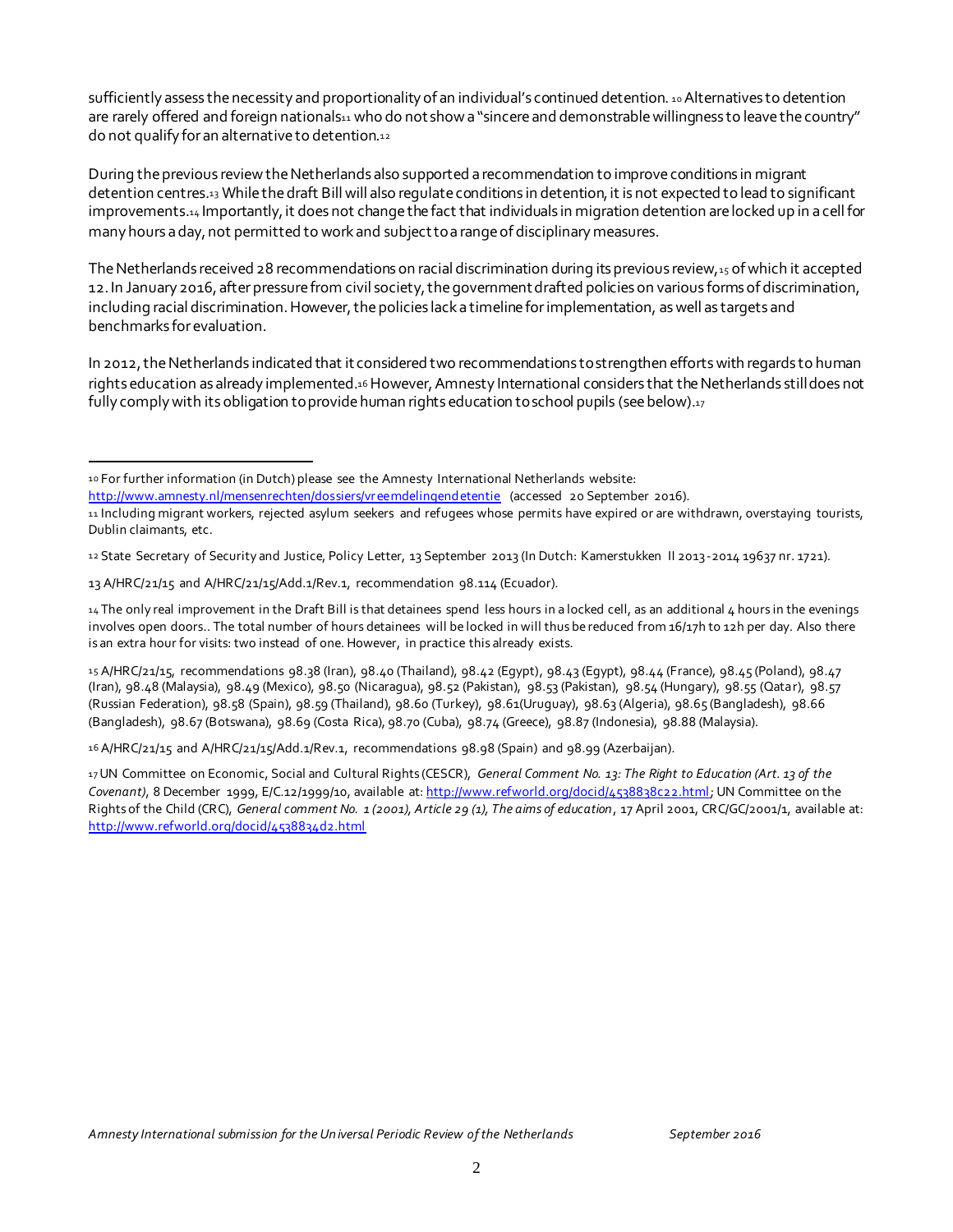sufficiently assess the necessity and proportionality of an individual's continued detention.[10] Alternatives to detention are rarely offered and foreign nationals[11] who do not show a "sincere and demonstrable willingness to leave the country" do not qualify for an alternative to detention.[12]

During the previous review the Netherlands also supported a recommendation to improve conditions in migrant detention centres.[13] While the draft Bill will also regulate conditions in detention, it is not expected to lead to significant improvements.[14] Importantly, it does not change the fact that individuals in migration detention are locked up in a cell for many hours a day, not permitted to work and subject to a range of disciplinary measures.

The Netherlands received 28 recommendations on racial discrimination during its previous review,[15] of which it accepted 12. In January 2016, after pressure from civil society, the government drafted policies on various forms of discrimination, including racial discrimination. However, the policies lack a timeline for implementation, as well as targets and benchmarks for evaluation.

In 2012, the Netherlands indicated that it considered two recommendations to strengthen efforts with regards to human rights education as already implemented.[16] However, Amnesty International considers that the Netherlands still does not fully comply with its obligation to provide human rights education to school pupils (see below).[17]

---

[10] For further information (in Dutch) please see the Amnesty International Netherlands website: http://www.amnesty.nl/mensenrechten/dossiers/vreemdelingendetentie (accessed 20 September 2016).

[11] Including migrant workers, rejected asylum seekers and refugees whose permits have expired or are withdrawn, overstaying tourists, Dublin claimants, etc.

[12] State Secretary of Security and Justice, Policy Letter, 13 September 2013 (In Dutch: Kamerstukken II 2013-2014 19637 nr. 1721).

13 A/HRC/21/15 and A/HRC/21/15/Add.1/Rev.1, recommendation 98.114 (Ecuador).

[14] The only real improvement in the Draft Bill is that detainees spend less hours in a locked cell, as an additional 4 hours in the evenings involves open doors.. The total number of hours detainees will be locked in will thus be reduced from 16/17h to 12h per day. Also there is an extra hour for visits: two instead of one. However, in practice this already exists.

[15] A/HRC/21/15, recommendations 98.38 (Iran), 98.40 (Thailand), 98.42 (Egypt), 98.43 (Egypt), 98.44 (France), 98.45 (Poland), 98.47 (Iran), 98.48 (Malaysia), 98.49 (Mexico), 98.50 (Nicaragua), 98.52 (Pakistan), 98.53 (Pakistan), 98.54 (Hungary), 98.55 (Qatar), 98.57 (Russian Federation), 98.58 (Spain), 98.59 (Thailand), 98.60 (Turkey), 98.61(Uruguay), 98.63 (Algeria), 98.65 (Bangladesh), 98.66 (Bangladesh), 98.67 (Botswana), 98.69 (Costa Rica), 98.70 (Cuba), 98.74 (Greece), 98.87 (Indonesia), 98.88 (Malaysia).

[16] A/HRC/21/15 and A/HRC/21/15/Add.1/Rev.1, recommendations 98.98 (Spain) and 98.99 (Azerbaijan).

[17] UN Committee on Economic, Social and Cultural Rights (CESCR), *General Comment No. 13: The Right to Education (Art. 13 of the Covenant)*, 8 December 1999, E/C.12/1999/10, available at: http://www.refworld.org/docid/4538838c22.html; UN Committee on the Rights of the Child (CRC), *General comment No. 1 (2001), Article 29 (1), The aims of education*, 17 April 2001, CRC/GC/2001/1, available at: http://www.refworld.org/docid/4538834d2.html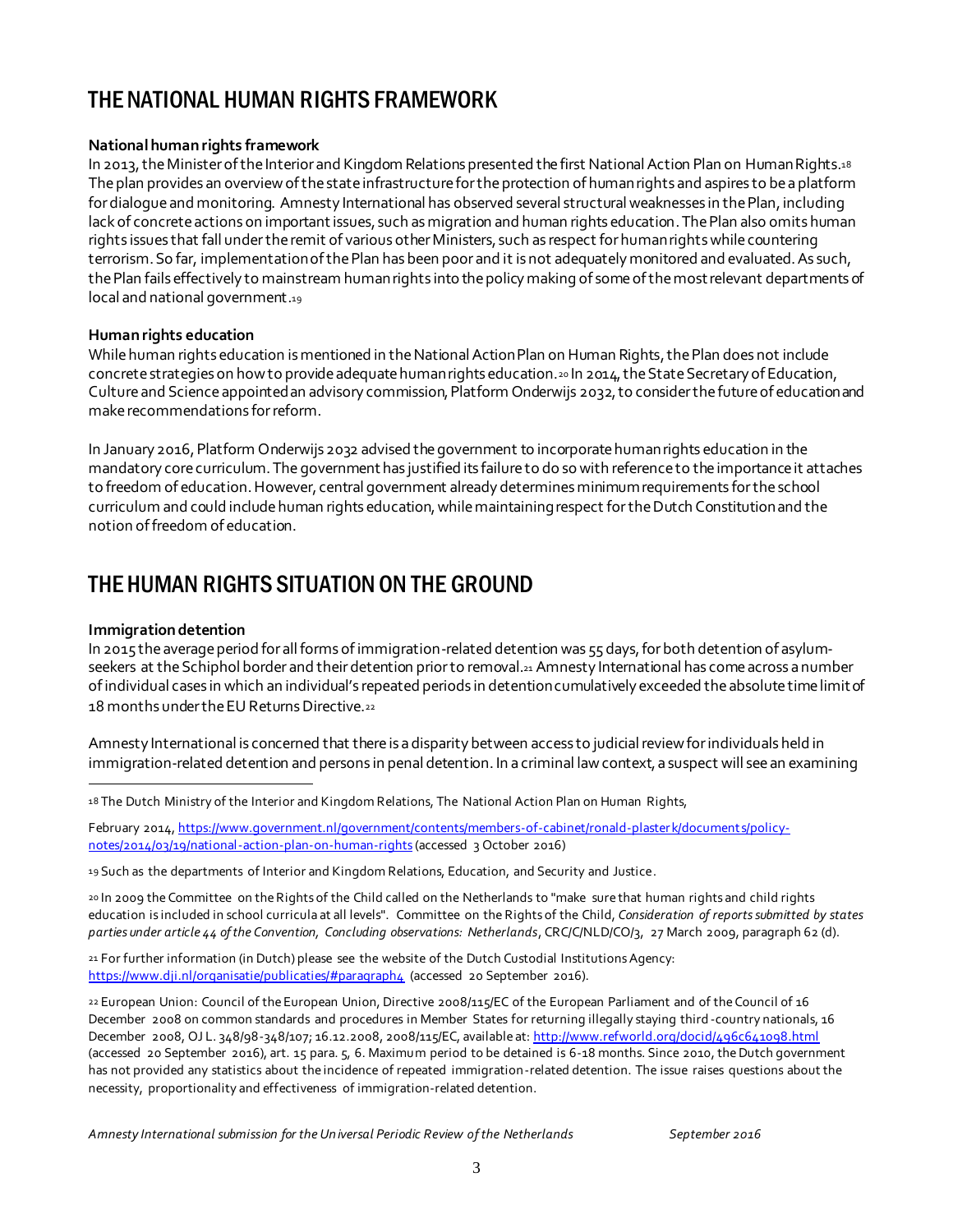# THE NATIONAL HUMAN RIGHTS FRAMEWORK

**National human rights framework**

In 2013, the Minister of the Interior and Kingdom Relations presented the first National Action Plan on Human Rights.[18] The plan provides an overview of the state infrastructure for the protection of human rights and aspires to be a platform for dialogue and monitoring. Amnesty International has observed several structural weaknesses in the Plan, including lack of concrete actions on important issues, such as migration and human rights education. The Plan also omits human rights issues that fall under the remit of various other Ministers, such as respect for human rights while countering terrorism. So far, implementation of the Plan has been poor and it is not adequately monitored and evaluated. As such, the Plan fails effectively to mainstream human rights into the policy making of some of the most relevant departments of local and national government.[19]

**Human rights education**

While human rights education is mentioned in the National Action Plan on Human Rights, the Plan does not include concrete strategies on how to provide adequate human rights education.[20] In 2014, the State Secretary of Education, Culture and Science appointed an advisory commission, Platform Onderwijs 2032, to consider the future of education and make recommendations for reform.

In January 2016, Platform Onderwijs 2032 advised the government to incorporate human rights education in the mandatory core curriculum. The government has justified its failure to do so with reference to the importance it attaches to freedom of education. However, central government already determines minimum requirements for the school curriculum and could include human rights education, while maintaining respect for the Dutch Constitution and the notion of freedom of education.

# THE HUMAN RIGHTS SITUATION ON THE GROUND

**Immigration detention**

In 2015 the average period for all forms of immigration-related detention was 55 days, for both detention of asylum-seekers at the Schiphol border and their detention prior to removal.[21] Amnesty International has come across a number of individual cases in which an individual's repeated periods in detention cumulatively exceeded the absolute time limit of 18 months under the EU Returns Directive.[22]

Amnesty International is concerned that there is a disparity between access to judicial review for individuals held in immigration-related detention and persons in penal detention. In a criminal law context, a suspect will see an examining

---

[18] The Dutch Ministry of the Interior and Kingdom Relations, The National Action Plan on Human Rights, February 2014, https://www.government.nl/government/contents/members-of-cabinet/ronald-plasterk/documents/policy-notes/2014/03/19/national-action-plan-on-human-rights (accessed 3 October 2016)

[19] Such as the departments of Interior and Kingdom Relations, Education, and Security and Justice.

[20] In 2009 the Committee on the Rights of the Child called on the Netherlands to "make sure that human rights and child rights education is included in school curricula at all levels". Committee on the Rights of the Child, *Consideration of reports submitted by states parties under article 44 of the Convention, Concluding observations: Netherlands*, CRC/C/NLD/CO/3, 27 March 2009, paragraph 62 (d).

[21] For further information (in Dutch) please see the website of the Dutch Custodial Institutions Agency: https://www.dji.nl/organisatie/publicaties/#paragraph4 (accessed 20 September 2016).

[22] European Union: Council of the European Union, Directive 2008/115/EC of the European Parliament and of the Council of 16 December 2008 on common standards and procedures in Member States for returning illegally staying third-country nationals, 16 December 2008, OJ L. 348/98-348/107; 16.12.2008, 2008/115/EC, available at: http://www.refworld.org/docid/496c641098.html (accessed 20 September 2016), art. 15 para. 5, 6. Maximum period to be detained is 6-18 months. Since 2010, the Dutch government has not provided any statistics about the incidence of repeated immigration-related detention. The issue raises questions about the necessity, proportionality and effectiveness of immigration-related detention.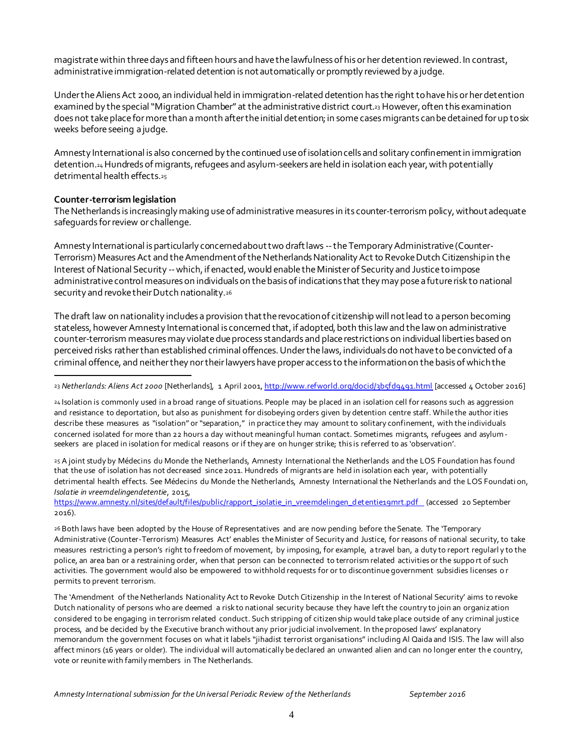magistrate within three days and fifteen hours and have the lawfulness of his or her detention reviewed. In contrast, administrative immigration-related detention is not automatically or promptly reviewed by a judge.

Under the Aliens Act 2000, an individual held in immigration-related detention has the right to have his or her detention examined by the special "Migration Chamber" at the administrative district court.[23] However, often this examination does not take place for more than a month after the initial detention; in some cases migrants can be detained for up to six weeks before seeing a judge.

Amnesty International is also concerned by the continued use of isolation cells and solitary confinement in immigration detention.[24] Hundreds of migrants, refugees and asylum-seekers are held in isolation each year, with potentially detrimental health effects.[25]

**Counter-terrorism legislation**
The Netherlands is increasingly making use of administrative measures in its counter-terrorism policy, without adequate safeguards for review or challenge.

Amnesty International is particularly concerned about two draft laws -- the Temporary Administrative (Counter-Terrorism) Measures Act and the Amendment of the Netherlands Nationality Act to Revoke Dutch Citizenship in the Interest of National Security -- which, if enacted, would enable the Minister of Security and Justice to impose administrative control measures on individuals on the basis of indications that they may pose a future risk to national security and revoke their Dutch nationality.[26]

The draft law on nationality includes a provision that the revocation of citizenship will not lead to a person becoming stateless, however Amnesty International is concerned that, if adopted, both this law and the law on administrative counter-terrorism measures may violate due process standards and place restrictions on individual liberties based on perceived risks rather than established criminal offences. Under the laws, individuals do not have to be convicted of a criminal offence, and neither they nor their lawyers have proper access to the information on the basis of which the

---

[23] *Netherlands: Aliens Act 2000* [Netherlands], 1 April 2001, http://www.refworld.org/docid/3b5fd9491.html [accessed 4 October 2016]

[24] Isolation is commonly used in a broad range of situations. People may be placed in an isolation cell for reasons such as aggression and resistance to deportation, but also as punishment for disobeying orders given by detention centre staff. While the authorities describe these measures as "isolation" or "separation," in practice they may amount to solitary confinement, with the individuals concerned isolated for more than 22 hours a day without meaningful human contact. Sometimes migrants, refugees and asylum-seekers are placed in isolation for medical reasons or if they are on hunger strike; this is referred to as 'observation'.

[25] A joint study by Médecins du Monde the Netherlands, Amnesty International the Netherlands and the LOS Foundation has found that the use of isolation has not decreased since 2011. Hundreds of migrants are held in isolation each year, with potentially detrimental health effects. See Médecins du Monde the Netherlands, Amnesty International the Netherlands and the LOS Foundation, *Isolatie in vreemdelingendetentie*, 2015, https://www.amnesty.nl/sites/default/files/public/rapport_isolatie_in_vreemdelingen_detentie19mrt.pdf (accessed 20 September 2016).

[26] Both laws have been adopted by the House of Representatives and are now pending before the Senate. The 'Temporary Administrative (Counter-Terrorism) Measures Act' enables the Minister of Security and Justice, for reasons of national security, to take measures restricting a person's right to freedom of movement, by imposing, for example, a travel ban, a duty to report regularly to the police, an area ban or a restraining order, when that person can be connected to terrorism related activities or the support of such activities. The government would also be empowered to withhold requests for or to discontinue government subsidies licenses or permits to prevent terrorism.

The 'Amendment of the Netherlands Nationality Act to Revoke Dutch Citizenship in the Interest of National Security' aims to revoke Dutch nationality of persons who are deemed a risk to national security because they have left the country to join an organization considered to be engaging in terrorism related conduct. Such stripping of citizenship would take place outside of any criminal justice process, and be decided by the Executive branch without any prior judicial involvement. In the proposed laws' explanatory memorandum the government focuses on what it labels "jihadist terrorist organisations" including Al Qaida and ISIS. The law will also affect minors (16 years or older). The individual will automatically be declared an unwanted alien and can no longer enter the country, vote or reunite with family members in The Netherlands.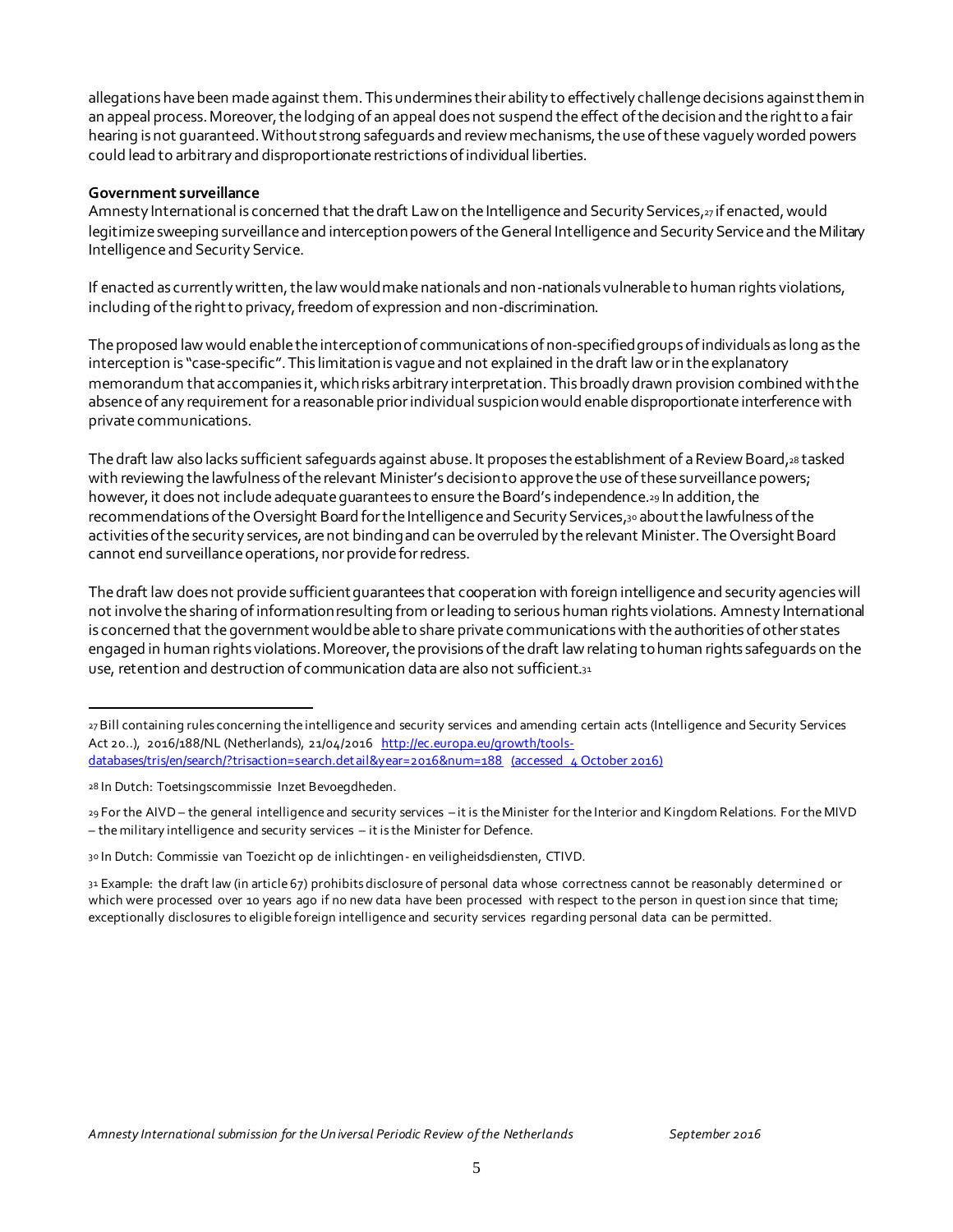allegations have been made against them. This undermines their ability to effectively challenge decisions against them in an appeal process. Moreover, the lodging of an appeal does not suspend the effect of the decision and the right to a fair hearing is not guaranteed. Without strong safeguards and review mechanisms, the use of these vaguely worded powers could lead to arbitrary and disproportionate restrictions of individual liberties.

**Government surveillance**

Amnesty International is concerned that the draft Law on the Intelligence and Security Services,[27] if enacted, would legitimize sweeping surveillance and interception powers of the General Intelligence and Security Service and the Military Intelligence and Security Service.

If enacted as currently written, the law would make nationals and non-nationals vulnerable to human rights violations, including of the right to privacy, freedom of expression and non-discrimination.

The proposed law would enable the interception of communications of non-specified groups of individuals as long as the interception is "case-specific". This limitation is vague and not explained in the draft law or in the explanatory memorandum that accompanies it, which risks arbitrary interpretation. This broadly drawn provision combined with the absence of any requirement for a reasonable prior individual suspicion would enable disproportionate interference with private communications.

The draft law also lacks sufficient safeguards against abuse. It proposes the establishment of a Review Board,[28] tasked with reviewing the lawfulness of the relevant Minister's decision to approve the use of these surveillance powers; however, it does not include adequate guarantees to ensure the Board's independence.[29] In addition, the recommendations of the Oversight Board for the Intelligence and Security Services,[30] about the lawfulness of the activities of the security services, are not binding and can be overruled by the relevant Minister. The Oversight Board cannot end surveillance operations, nor provide for redress.

The draft law does not provide sufficient guarantees that cooperation with foreign intelligence and security agencies will not involve the sharing of information resulting from or leading to serious human rights violations. Amnesty International is concerned that the government would be able to share private communications with the authorities of other states engaged in human rights violations. Moreover, the provisions of the draft law relating to human rights safeguards on the use, retention and destruction of communication data are also not sufficient.[31]

---

[27] Bill containing rules concerning the intelligence and security services and amending certain acts (Intelligence and Security Services Act 20..), 2016/188/NL (Netherlands), 21/04/2016 http://ec.europa.eu/growth/tools-databases/tris/en/search/?trisaction=search.detail&year=2016&num=188 (accessed 4 October 2016)

[28] In Dutch: Toetsingscommissie Inzet Bevoegdheden.

[29] For the AIVD – the general intelligence and security services – it is the Minister for the Interior and Kingdom Relations. For the MIVD – the military intelligence and security services – it is the Minister for Defence.

[30] In Dutch: Commissie van Toezicht op de inlichtingen- en veiligheidsdiensten, CTIVD.

[31] Example: the draft law (in article 67) prohibits disclosure of personal data whose correctness cannot be reasonably determined or which were processed over 10 years ago if no new data have been processed with respect to the person in question since that time; exceptionally disclosures to eligible foreign intelligence and security services regarding personal data can be permitted.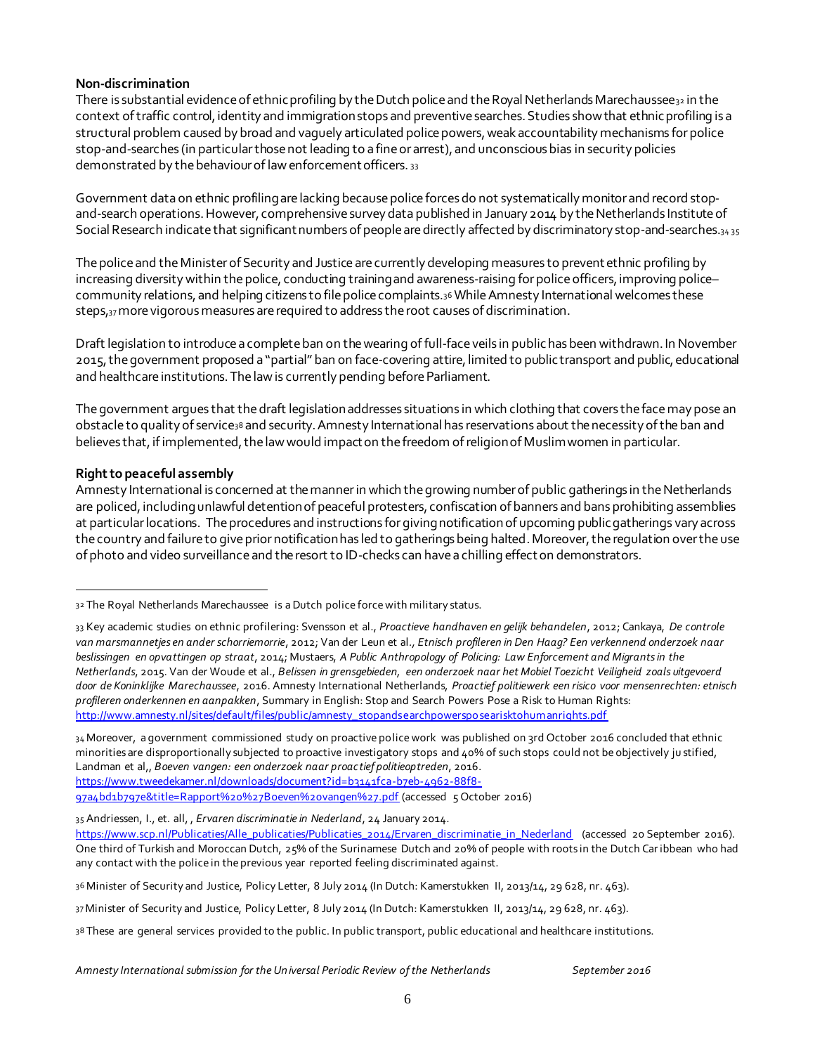**Non-discrimination**

There is substantial evidence of ethnic profiling by the Dutch police and the Royal Netherlands Marechaussee[32] in the context of traffic control, identity and immigration stops and preventive searches. Studies show that ethnic profiling is a structural problem caused by broad and vaguely articulated police powers, weak accountability mechanisms for police stop-and-searches (in particular those not leading to a fine or arrest), and unconscious bias in security policies demonstrated by the behaviour of law enforcement officers.[33]

Government data on ethnic profiling are lacking because police forces do not systematically monitor and record stop-and-search operations. However, comprehensive survey data published in January 2014 by the Netherlands Institute of Social Research indicate that significant numbers of people are directly affected by discriminatory stop-and-searches.[34] [35]

The police and the Minister of Security and Justice are currently developing measures to prevent ethnic profiling by increasing diversity within the police, conducting training and awareness-raising for police officers, improving police–community relations, and helping citizens to file police complaints.[36] While Amnesty International welcomes these steps,[37] more vigorous measures are required to address the root causes of discrimination.

Draft legislation to introduce a complete ban on the wearing of full-face veils in public has been withdrawn. In November 2015, the government proposed a "partial" ban on face-covering attire, limited to public transport and public, educational and healthcare institutions. The law is currently pending before Parliament.

The government argues that the draft legislation addresses situations in which clothing that covers the face may pose an obstacle to quality of service[38] and security. Amnesty International has reservations about the necessity of the ban and believes that, if implemented, the law would impact on the freedom of religion of Muslim women in particular.

**Right to peaceful assembly**

Amnesty International is concerned at the manner in which the growing number of public gatherings in the Netherlands are policed, including unlawful detention of peaceful protesters, confiscation of banners and bans prohibiting assemblies at particular locations. The procedures and instructions for giving notification of upcoming public gatherings vary across the country and failure to give prior notification has led to gatherings being halted. Moreover, the regulation over the use of photo and video surveillance and the resort to ID-checks can have a chilling effect on demonstrators.

---

[32] The Royal Netherlands Marechaussee is a Dutch police force with military status.

[33] Key academic studies on ethnic profilering: Svensson et al., *Proactieve handhaven en gelijk behandelen*, 2012; Cankaya, *De controle van marsmannetjes en ander schorriemorrie*, 2012; Van der Leun et al., *Etnisch profileren in Den Haag? Een verkennend onderzoek naar beslissingen en opvattingen op straat*, 2014; Mustaers, *A Public Anthropology of Policing: Law Enforcement and Migrants in the Netherlands*, 2015. Van der Woude et al., *Belissen in grensgebieden, een onderzoek naar het Mobiel Toezicht Veiligheid zoals uitgevoerd door de Koninklijke Marechaussee*, 2016. Amnesty International Netherlands, *Proactief politiewerk een risico voor mensenrechten: etnisch profileren onderkennen en aanpakken*, Summary in English: Stop and Search Powers Pose a Risk to Human Rights: http://www.amnesty.nl/sites/default/files/public/amnesty_stopandsearchpowersposearisktohumanrights.pdf

[34] Moreover, a government commissioned study on proactive police work was published on 3rd October 2016 concluded that ethnic minorities are disproportionally subjected to proactive investigatory stops and 40% of such stops could not be objectively justified, Landman et al,, *Boeven vangen: een onderzoek naar proactief politieoptreden*, 2016. https://www.tweedekamer.nl/downloads/document?id=b3141fca-b7eb-4962-88f8-97a4bd1b797e&title=Rapport%20%27Boeven%20vangen%27.pdf (accessed 5 October 2016)

[35] Andriessen, I., et. all, , *Ervaren discriminatie in Nederland*, 24 January 2014. https://www.scp.nl/Publicaties/Alle_publicaties/Publicaties_2014/Ervaren_discriminatie_in_Nederland (accessed 20 September 2016). One third of Turkish and Moroccan Dutch, 25% of the Surinamese Dutch and 20% of people with roots in the Dutch Caribbean who had any contact with the police in the previous year reported feeling discriminated against.

[36] Minister of Security and Justice, Policy Letter, 8 July 2014 (In Dutch: Kamerstukken II, 2013/14, 29 628, nr. 463).

[37] Minister of Security and Justice, Policy Letter, 8 July 2014 (In Dutch: Kamerstukken II, 2013/14, 29 628, nr. 463).

[38] These are general services provided to the public. In public transport, public educational and healthcare institutions.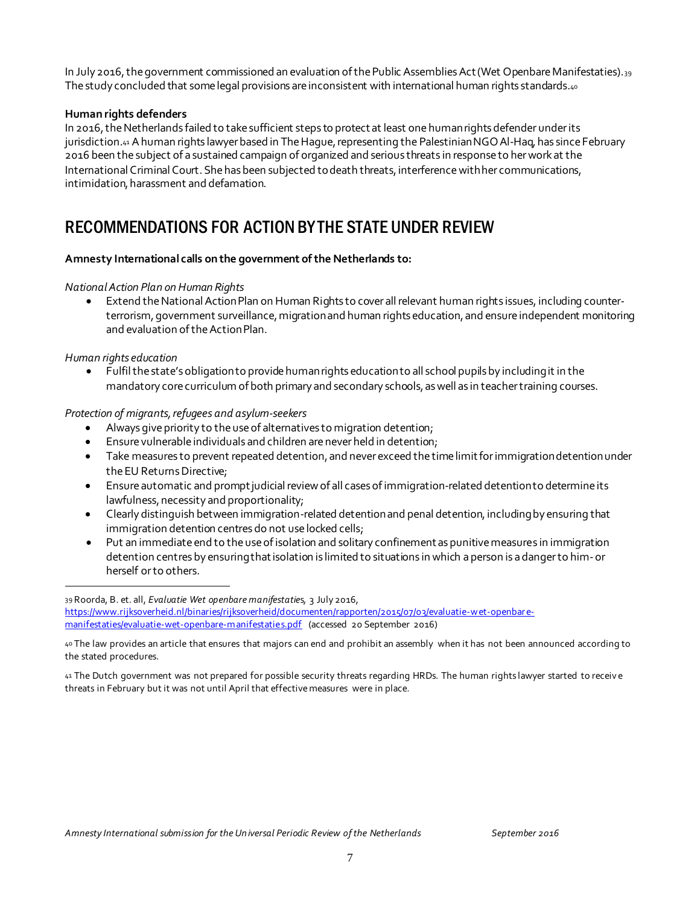In July 2016, the government commissioned an evaluation of the Public Assemblies Act (Wet Openbare Manifestaties).[39] The study concluded that some legal provisions are inconsistent with international human rights standards.[40]

**Human rights defenders**

In 2016, the Netherlands failed to take sufficient steps to protect at least one human rights defender under its jurisdiction.[41] A human rights lawyer based in The Hague, representing the Palestinian NGO Al-Haq, has since February 2016 been the subject of a sustained campaign of organized and serious threats in response to her work at the International Criminal Court. She has been subjected to death threats, interference with her communications, intimidation, harassment and defamation.

## RECOMMENDATIONS FOR ACTION BY THE STATE UNDER REVIEW

**Amnesty International calls on the government of the Netherlands to:**

*National Action Plan on Human Rights*

- Extend the National Action Plan on Human Rights to cover all relevant human rights issues, including counter-terrorism, government surveillance, migration and human rights education, and ensure independent monitoring and evaluation of the Action Plan.

*Human rights education*

- Fulfil the state's obligation to provide human rights education to all school pupils by including it in the mandatory core curriculum of both primary and secondary schools, as well as in teacher training courses.

*Protection of migrants, refugees and asylum-seekers*

- Always give priority to the use of alternatives to migration detention;
- Ensure vulnerable individuals and children are never held in detention;
- Take measures to prevent repeated detention, and never exceed the time limit for immigration detention under the EU Returns Directive;
- Ensure automatic and prompt judicial review of all cases of immigration-related detention to determine its lawfulness, necessity and proportionality;
- Clearly distinguish between immigration-related detention and penal detention, including by ensuring that immigration detention centres do not use locked cells;
- Put an immediate end to the use of isolation and solitary confinement as punitive measures in immigration detention centres by ensuring that isolation is limited to situations in which a person is a danger to him- or herself or to others.

---

[39] Roorda, B. et. all, *Evaluatie Wet openbare manifestaties*, 3 July 2016, https://www.rijksoverheid.nl/binaries/rijksoverheid/documenten/rapporten/2015/07/03/evaluatie-wet-openbare-manifestaties/evaluatie-wet-openbare-manifestaties.pdf (accessed 20 September 2016)

[40] The law provides an article that ensures that majors can end and prohibit an assembly when it has not been announced according to the stated procedures.

[41] The Dutch government was not prepared for possible security threats regarding HRDs. The human rights lawyer started to receive threats in February but it was not until April that effective measures were in place.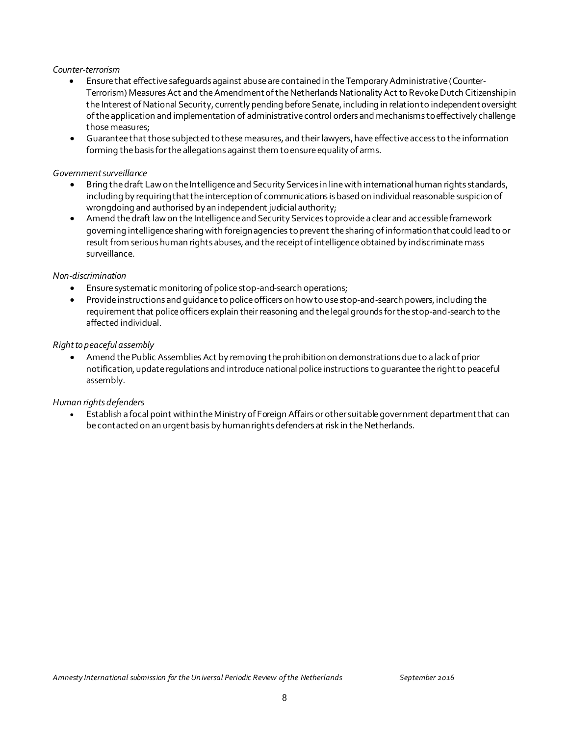*Counter-terrorism*

- Ensure that effective safeguards against abuse are contained in the Temporary Administrative (Counter-Terrorism) Measures Act and the Amendment of the Netherlands Nationality Act to Revoke Dutch Citizenship in the Interest of National Security, currently pending before Senate, including in relation to independent oversight of the application and implementation of administrative control orders and mechanisms to effectively challenge those measures;
- Guarantee that those subjected to these measures, and their lawyers, have effective access to the information forming the basis for the allegations against them to ensure equality of arms.

*Government surveillance*

- Bring the draft Law on the Intelligence and Security Services in line with international human rights standards, including by requiring that the interception of communications is based on individual reasonable suspicion of wrongdoing and authorised by an independent judicial authority;
- Amend the draft law on the Intelligence and Security Services to provide a clear and accessible framework governing intelligence sharing with foreign agencies to prevent the sharing of information that could lead to or result from serious human rights abuses, and the receipt of intelligence obtained by indiscriminate mass surveillance.

*Non-discrimination*

- Ensure systematic monitoring of police stop-and-search operations;
- Provide instructions and guidance to police officers on how to use stop-and-search powers, including the requirement that police officers explain their reasoning and the legal grounds for the stop-and-search to the affected individual.

*Right to peaceful assembly*

- Amend the Public Assemblies Act by removing the prohibition on demonstrations due to a lack of prior notification, update regulations and introduce national police instructions to guarantee the right to peaceful assembly.

*Human rights defenders*

- Establish a focal point within the Ministry of Foreign Affairs or other suitable government department that can be contacted on an urgent basis by human rights defenders at risk in the Netherlands.